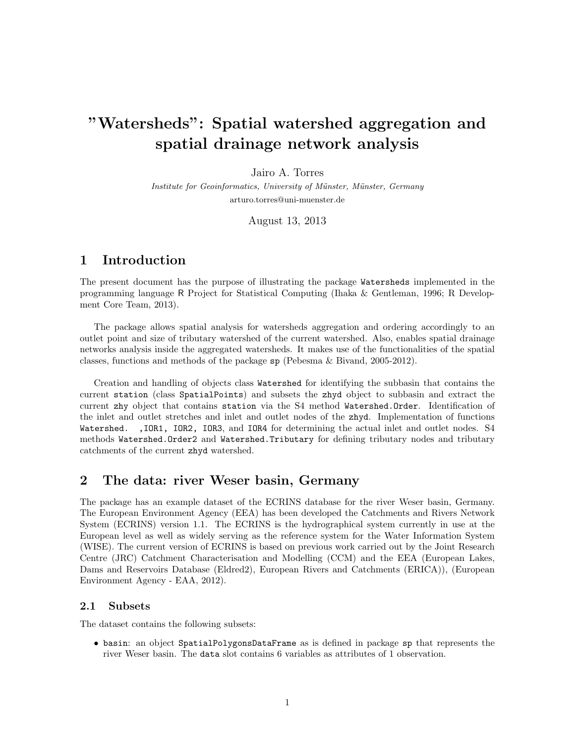# "Watersheds": Spatial watershed aggregation and spatial drainage network analysis

Jairo A. Torres

*Institute for Geoinformatics, University of Münster, Münster, Germany*

arturo.torres@uni-muenster.de

August 13, 2013

## 1 Introduction

The present document has the purpose of illustrating the package `Watersheds` implemented in the programming language R Project for Statistical Computing (Ihaka & Gentleman, 1996; R Development Core Team, 2013).

The package allows spatial analysis for watersheds aggregation and ordering accordingly to an outlet point and size of tributary watershed of the current watershed. Also, enables spatial drainage networks analysis inside the aggregated watersheds. It makes use of the functionalities of the spatial classes, functions and methods of the package `sp` (Pebesma & Bivand, 2005-2012).

Creation and handling of objects class `Watershed` for identifying the subbasin that contains the current `station` (class `SpatialPoints`) and subsets the `zhyd` object to subbasin and extract the current `zhy` object that contains `station` via the S4 method `Watershed.Order`. Identification of the inlet and outlet stretches and inlet and outlet nodes of the `zhyd`. Implementation of functions `Watershed.  ,IOR1, IOR2, IOR3`, and `IOR4` for determining the actual inlet and outlet nodes. S4 methods `Watershed.Order2` and `Watershed.Tributary` for defining tributary nodes and tributary catchments of the current `zhyd` watershed.

## 2 The data: river Weser basin, Germany

The package has an example dataset of the ECRINS database for the river Weser basin, Germany. The European Environment Agency (EEA) has been developed the Catchments and Rivers Network System (ECRINS) version 1.1. The ECRINS is the hydrographical system currently in use at the European level as well as widely serving as the reference system for the Water Information System (WISE). The current version of ECRINS is based on previous work carried out by the Joint Research Centre (JRC) Catchment Characterisation and Modelling (CCM) and the EEA (European Lakes, Dams and Reservoirs Database (Eldred2), European Rivers and Catchments (ERICA)), (European Environment Agency - EAA, 2012).

### 2.1 Subsets

The dataset contains the following subsets:

- `basin`: an object `SpatialPolygonsDataFrame` as is defined in package `sp` that represents the river Weser basin. The `data` slot contains 6 variables as attributes of 1 observation.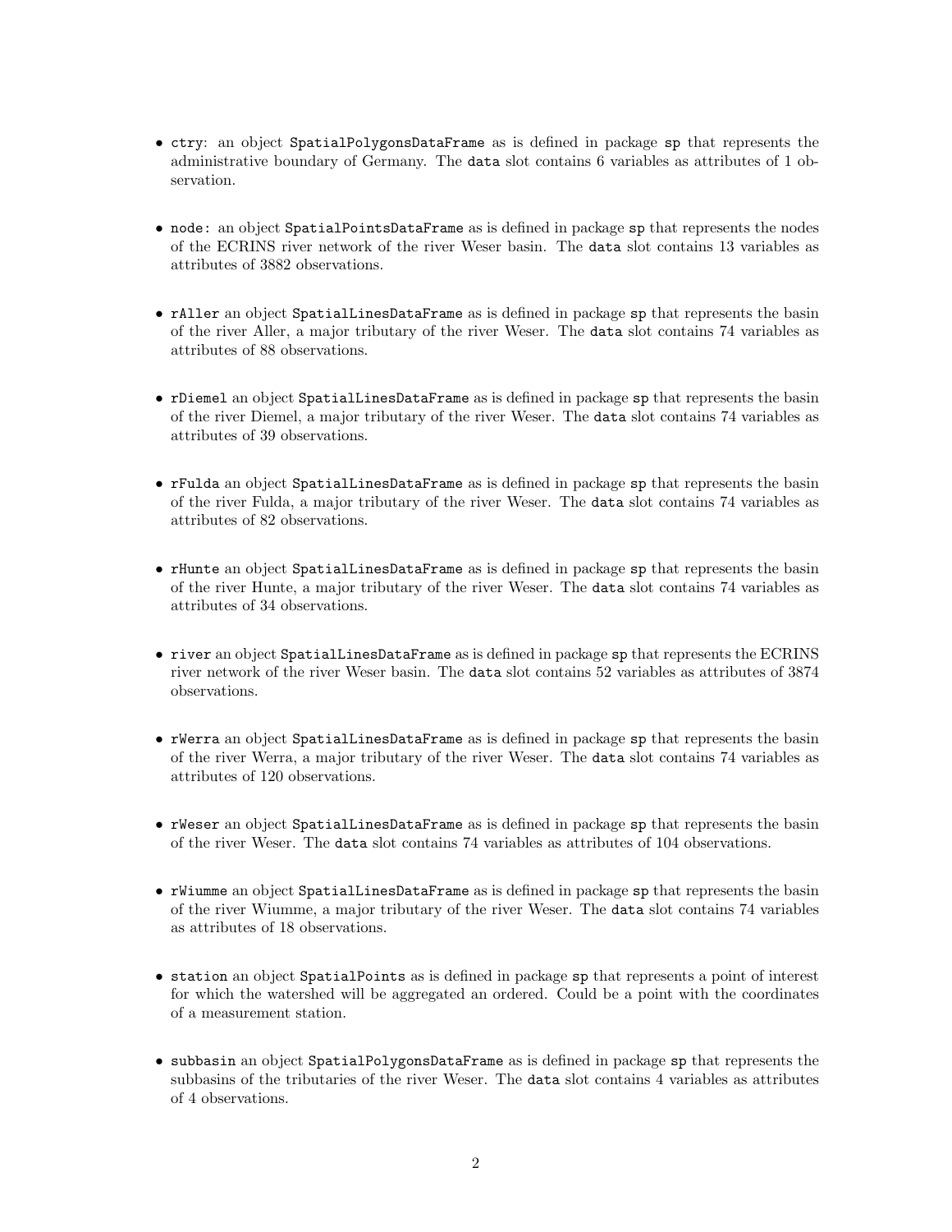- `ctry`: an object `SpatialPolygonsDataFrame` as is defined in package `sp` that represents the administrative boundary of Germany. The `data` slot contains 6 variables as attributes of 1 observation.

- `node`: an object `SpatialPointsDataFrame` as is defined in package `sp` that represents the nodes of the ECRINS river network of the river Weser basin. The `data` slot contains 13 variables as attributes of 3882 observations.

- `rAller` an object `SpatialLinesDataFrame` as is defined in package `sp` that represents the basin of the river Aller, a major tributary of the river Weser. The `data` slot contains 74 variables as attributes of 88 observations.

- `rDiemel` an object `SpatialLinesDataFrame` as is defined in package `sp` that represents the basin of the river Diemel, a major tributary of the river Weser. The `data` slot contains 74 variables as attributes of 39 observations.

- `rFulda` an object `SpatialLinesDataFrame` as is defined in package `sp` that represents the basin of the river Fulda, a major tributary of the river Weser. The `data` slot contains 74 variables as attributes of 82 observations.

- `rHunte` an object `SpatialLinesDataFrame` as is defined in package `sp` that represents the basin of the river Hunte, a major tributary of the river Weser. The `data` slot contains 74 variables as attributes of 34 observations.

- `river` an object `SpatialLinesDataFrame` as is defined in package `sp` that represents the ECRINS river network of the river Weser basin. The `data` slot contains 52 variables as attributes of 3874 observations.

- `rWerra` an object `SpatialLinesDataFrame` as is defined in package `sp` that represents the basin of the river Werra, a major tributary of the river Weser. The `data` slot contains 74 variables as attributes of 120 observations.

- `rWeser` an object `SpatialLinesDataFrame` as is defined in package `sp` that represents the basin of the river Weser. The `data` slot contains 74 variables as attributes of 104 observations.

- `rWiumme` an object `SpatialLinesDataFrame` as is defined in package `sp` that represents the basin of the river Wiumme, a major tributary of the river Weser. The `data` slot contains 74 variables as attributes of 18 observations.

- `station` an object `SpatialPoints` as is defined in package `sp` that represents a point of interest for which the watershed will be aggregated an ordered. Could be a point with the coordinates of a measurement station.

- `subbasin` an object `SpatialPolygonsDataFrame` as is defined in package `sp` that represents the subbasins of the tributaries of the river Weser. The `data` slot contains 4 variables as attributes of 4 observations.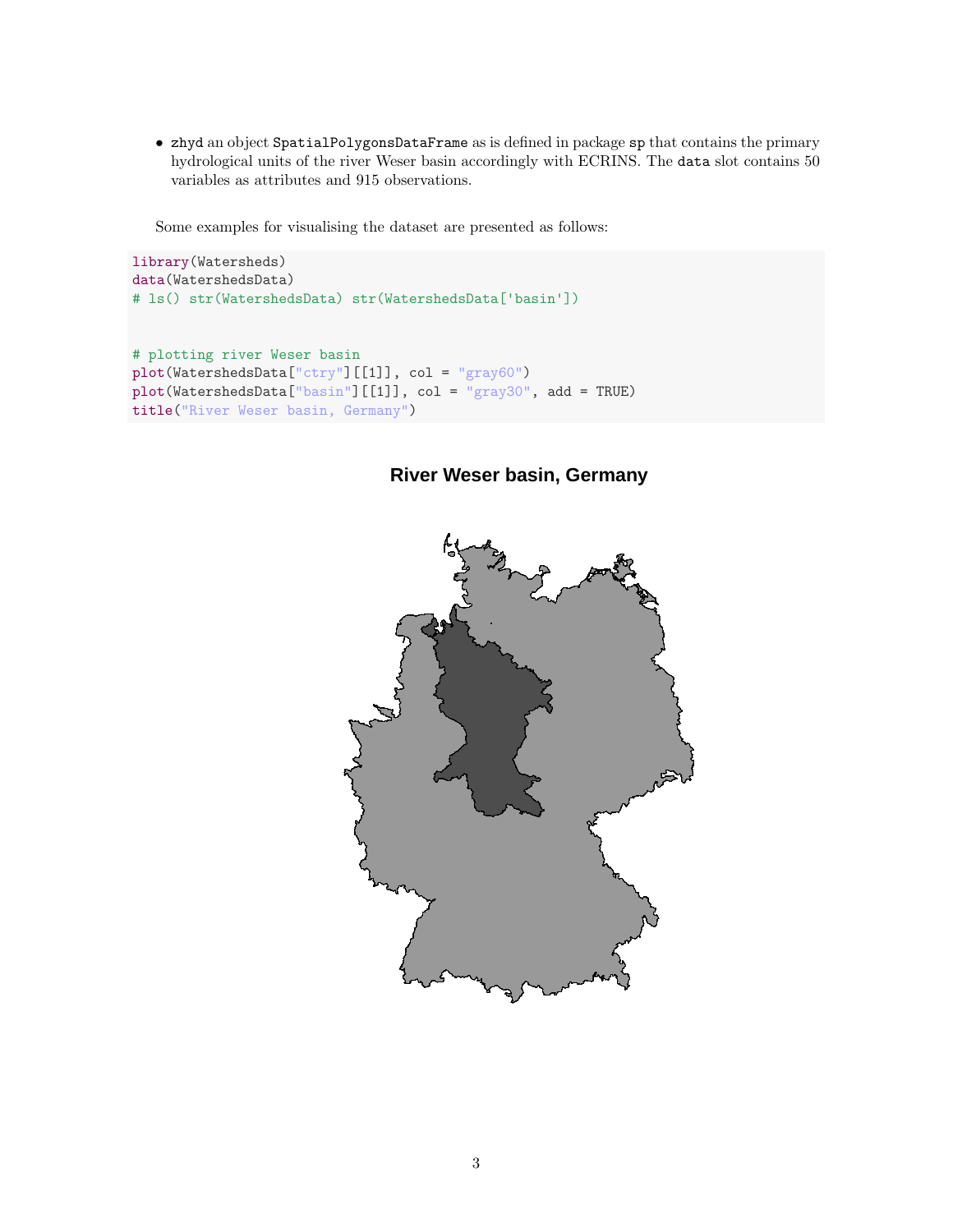- `zhyd` an object `SpatialPolygonsDataFrame` as is defined in package `sp` that contains the primary hydrological units of the river Weser basin accordingly with ECRINS. The `data` slot contains 50 variables as attributes and 915 observations.

Some examples for visualising the dataset are presented as follows:

```
library(Watersheds)
data(WatershedsData)
# ls() str(WatershedsData) str(WatershedsData['basin'])


# plotting river Weser basin
plot(WatershedsData["ctry"][[1]], col = "gray60")
plot(WatershedsData["basin"][[1]], col = "gray30", add = TRUE)
title("River Weser basin, Germany")
```

**River Weser basin, Germany**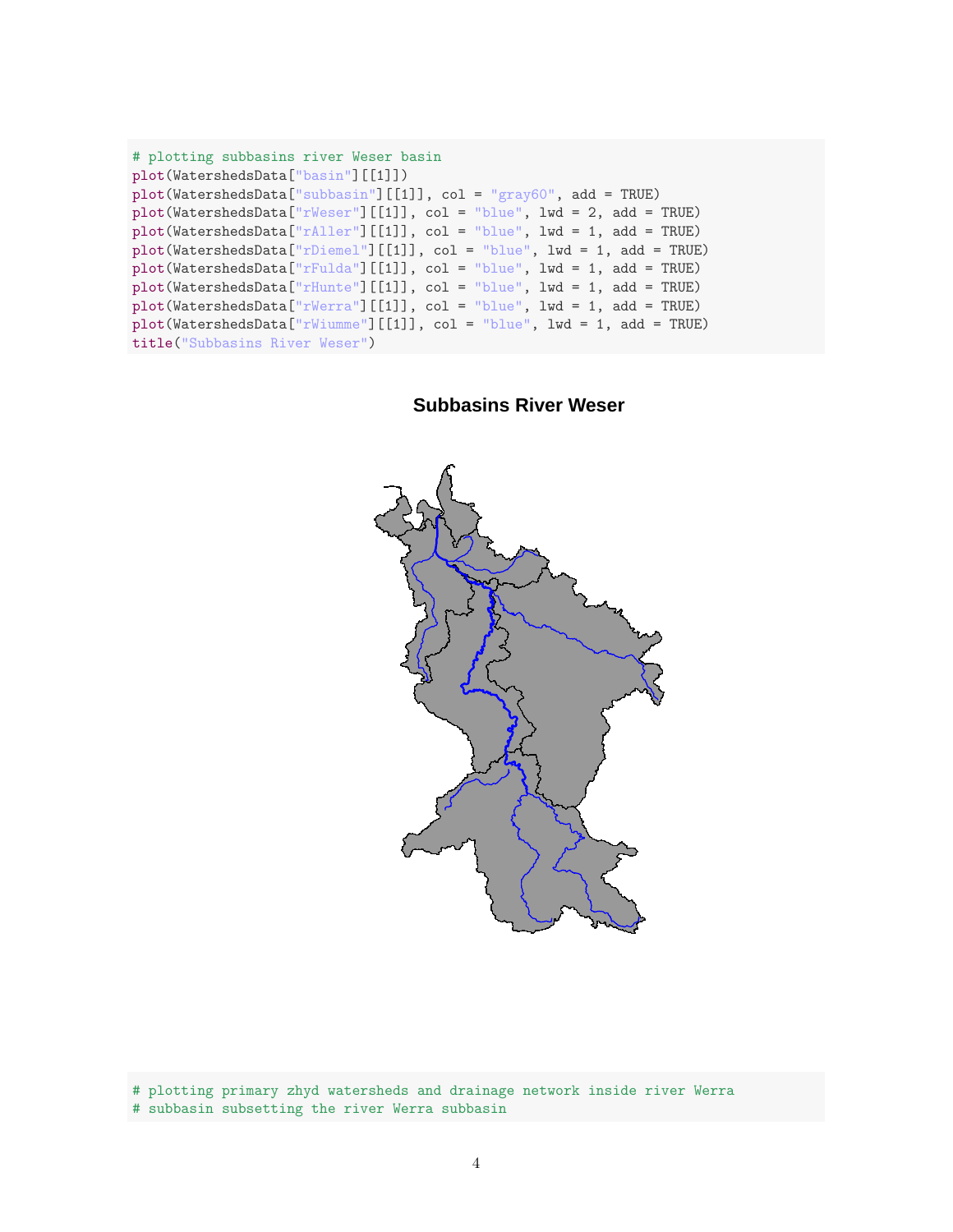```
# plotting subbasins river Weser basin
plot(WatershedsData["basin"][[1]])
plot(WatershedsData["subbasin"][[1]], col = "gray60", add = TRUE)
plot(WatershedsData["rWeser"][[1]], col = "blue", lwd = 2, add = TRUE)
plot(WatershedsData["rAller"][[1]], col = "blue", lwd = 1, add = TRUE)
plot(WatershedsData["rDiemel"][[1]], col = "blue", lwd = 1, add = TRUE)
plot(WatershedsData["rFulda"][[1]], col = "blue", lwd = 1, add = TRUE)
plot(WatershedsData["rHunte"][[1]], col = "blue", lwd = 1, add = TRUE)
plot(WatershedsData["rWerra"][[1]], col = "blue", lwd = 1, add = TRUE)
plot(WatershedsData["rWiumme"][[1]], col = "blue", lwd = 1, add = TRUE)
title("Subbasins River Weser")
```

**Subbasins River Weser**

```
# plotting primary zhyd watersheds and drainage network inside river Werra
# subbasin subsetting the river Werra subbasin
```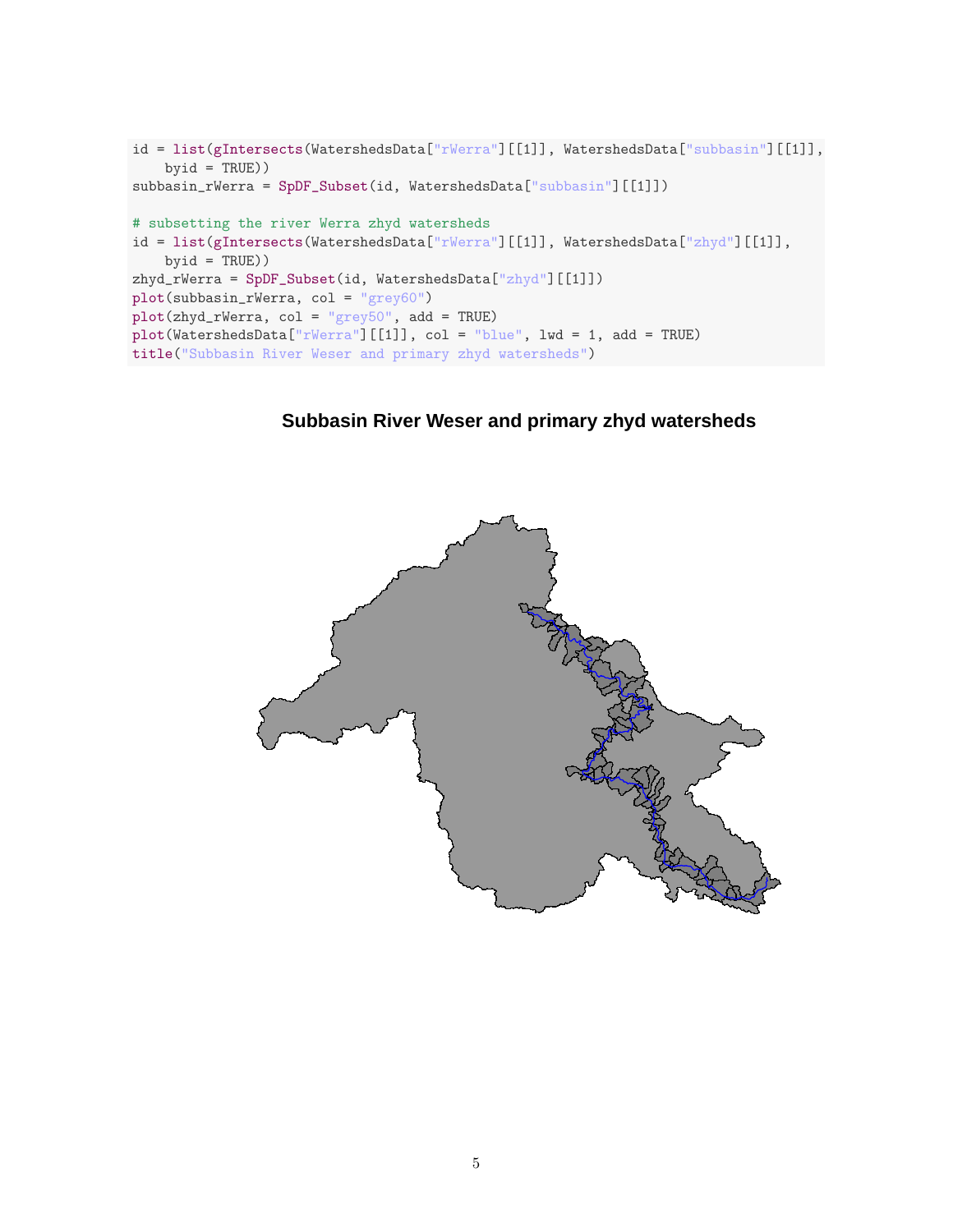```
id = list(gIntersects(WatershedsData["rWerra"][[1]], WatershedsData["subbasin"][[1]],
    byid = TRUE))
subbasin_rWerra = SpDF_Subset(id, WatershedsData["subbasin"][[1]])

# subsetting the river Werra zhyd watersheds
id = list(gIntersects(WatershedsData["rWerra"][[1]], WatershedsData["zhyd"][[1]],
    byid = TRUE))
zhyd_rWerra = SpDF_Subset(id, WatershedsData["zhyd"][[1]])
plot(subbasin_rWerra, col = "grey60")
plot(zhyd_rWerra, col = "grey50", add = TRUE)
plot(WatershedsData["rWerra"][[1]], col = "blue", lwd = 1, add = TRUE)
title("Subbasin River Weser and primary zhyd watersheds")
```

**Subbasin River Weser and primary zhyd watersheds**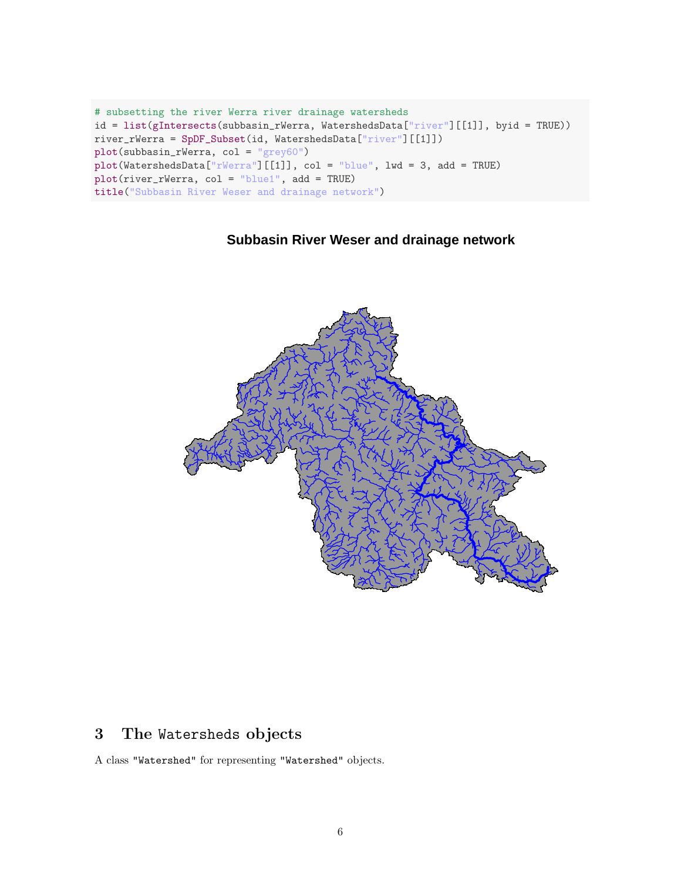```
# subsetting the river Werra river drainage watersheds
id = list(gIntersects(subbasin_rWerra, WatershedsData["river"][[1]], byid = TRUE))
river_rWerra = SpDF_Subset(id, WatershedsData["river"][[1]])
plot(subbasin_rWerra, col = "grey60")
plot(WatershedsData["rWerra"][[1]], col = "blue", lwd = 3, add = TRUE)
plot(river_rWerra, col = "blue1", add = TRUE)
title("Subbasin River Weser and drainage network")
```

**Subbasin River Weser and drainage network**

## 3 The Watersheds objects

A class "Watershed" for representing "Watershed" objects.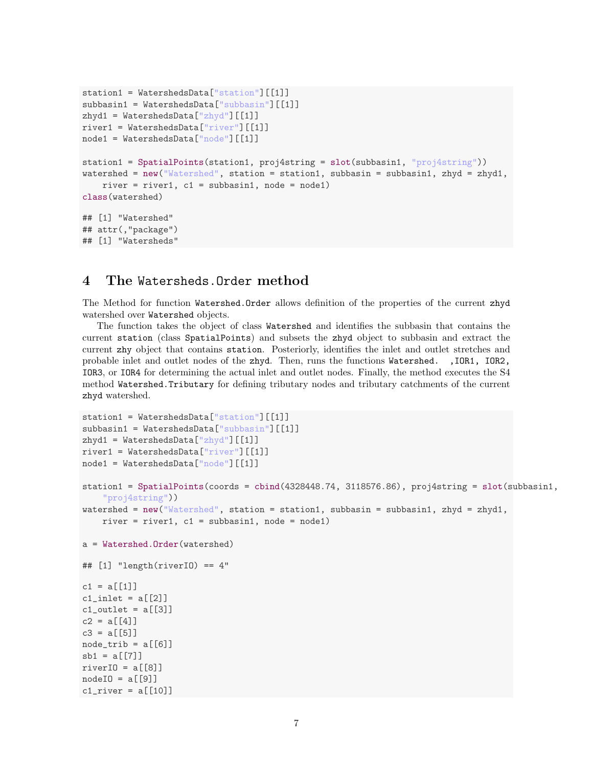```
station1 = WatershedsData["station"][[1]]
subbasin1 = WatershedsData["subbasin"][[1]]
zhyd1 = WatershedsData["zhyd"][[1]]
river1 = WatershedsData["river"][[1]]
node1 = WatershedsData["node"][[1]]

station1 = SpatialPoints(station1, proj4string = slot(subbasin1, "proj4string"))
watershed = new("Watershed", station = station1, subbasin = subbasin1, zhyd = zhyd1,
    river = river1, c1 = subbasin1, node = node1)
class(watershed)

## [1] "Watershed"
## attr(,"package")
## [1] "Watersheds"
```

## 4 The Watersheds.Order method

The Method for function `Watershed.Order` allows definition of the properties of the current `zhyd` watershed over `Watershed` objects.

The function takes the object of class `Watershed` and identifies the subbasin that contains the current `station` (class `SpatialPoints`) and subsets the `zhyd` object to subbasin and extract the current `zhy` object that contains `station`. Posteriorly, identifies the inlet and outlet stretches and probable inlet and outlet nodes of the `zhyd`. Then, runs the functions `Watershed.` ,`IOR1`, `IOR2`, `IOR3`, or `IOR4` for determining the actual inlet and outlet nodes. Finally, the method executes the S4 method `Watershed.Tributary` for defining tributary nodes and tributary catchments of the current `zhyd` watershed.

```
station1 = WatershedsData["station"][[1]]
subbasin1 = WatershedsData["subbasin"][[1]]
zhyd1 = WatershedsData["zhyd"][[1]]
river1 = WatershedsData["river"][[1]]
node1 = WatershedsData["node"][[1]]

station1 = SpatialPoints(coords = cbind(4328448.74, 3118576.86), proj4string = slot(subbasin1,
    "proj4string"))
watershed = new("Watershed", station = station1, subbasin = subbasin1, zhyd = zhyd1,
    river = river1, c1 = subbasin1, node = node1)

a = Watershed.Order(watershed)

## [1] "length(riverIO) == 4"

c1 = a[[1]]
c1_inlet = a[[2]]
c1_outlet = a[[3]]
c2 = a[[4]]
c3 = a[[5]]
node_trib = a[[6]]
sb1 = a[[7]]
riverIO = a[[8]]
nodeIO = a[[9]]
c1_river = a[[10]]
```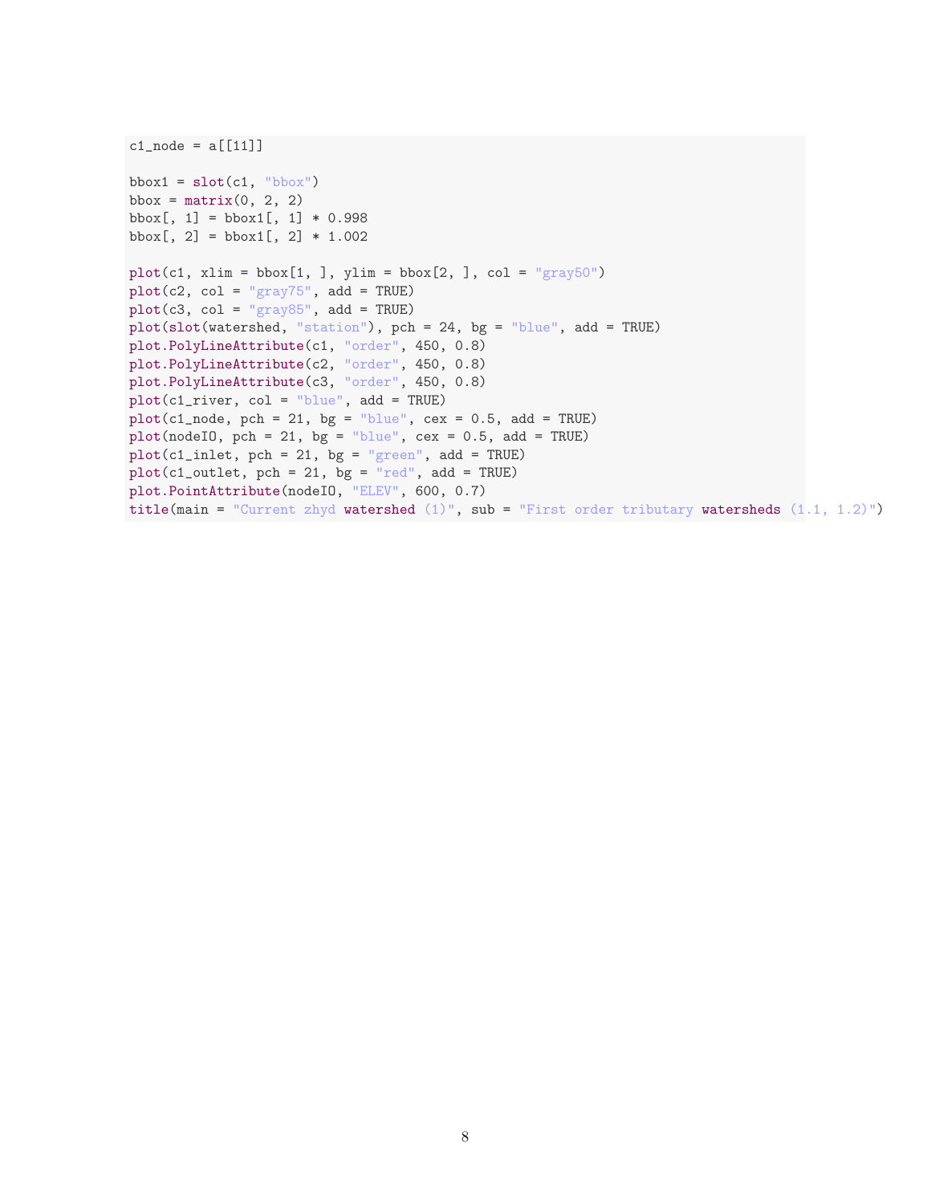```
c1_node = a[[11]]

bbox1 = slot(c1, "bbox")
bbox = matrix(0, 2, 2)
bbox[, 1] = bbox1[, 1] * 0.998
bbox[, 2] = bbox1[, 2] * 1.002

plot(c1, xlim = bbox[1, ], ylim = bbox[2, ], col = "gray50")
plot(c2, col = "gray75", add = TRUE)
plot(c3, col = "gray85", add = TRUE)
plot(slot(watershed, "station"), pch = 24, bg = "blue", add = TRUE)
plot.PolyLineAttribute(c1, "order", 450, 0.8)
plot.PolyLineAttribute(c2, "order", 450, 0.8)
plot.PolyLineAttribute(c3, "order", 450, 0.8)
plot(c1_river, col = "blue", add = TRUE)
plot(c1_node, pch = 21, bg = "blue", cex = 0.5, add = TRUE)
plot(nodeIO, pch = 21, bg = "blue", cex = 0.5, add = TRUE)
plot(c1_inlet, pch = 21, bg = "green", add = TRUE)
plot(c1_outlet, pch = 21, bg = "red", add = TRUE)
plot.PointAttribute(nodeIO, "ELEV", 600, 0.7)
title(main = "Current zhyd watershed (1)", sub = "First order tributary watersheds (1.1, 1.2)")
```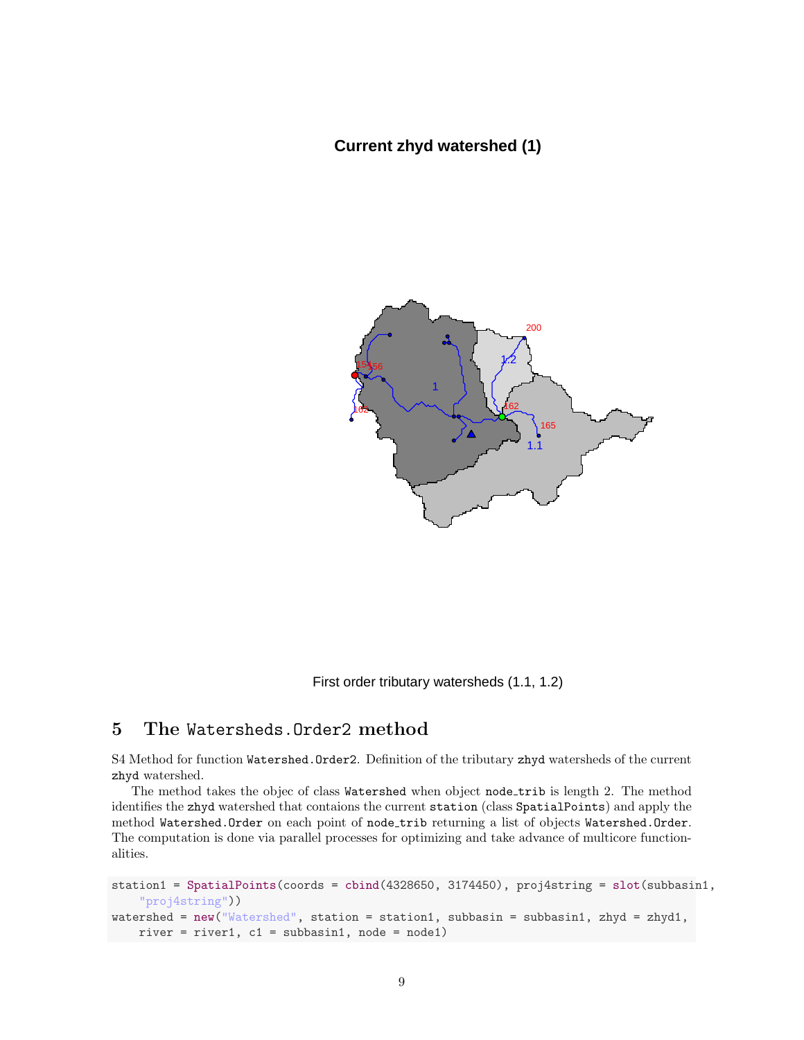First order tributary watersheds (1.1, 1.2)

## 5 The `Watersheds.Order2` method

S4 Method for function `Watershed.Order2`. Definition of the tributary `zhyd` watersheds of the current `zhyd` watershed.

The method takes the objec of class `Watershed` when object `node_trib` is length 2. The method identifies the `zhyd` watershed that contaions the current `station` (class `SpatialPoints`) and apply the method `Watershed.Order` on each point of `node_trib` returning a list of objects `Watershed.Order`. The computation is done via parallel processes for optimizing and take advance of multicore functionalities.

```
station1 = SpatialPoints(coords = cbind(4328650, 3174450), proj4string = slot(subbasin1,
    "proj4string"))
watershed = new("Watershed", station = station1, subbasin = subbasin1, zhyd = zhyd1,
    river = river1, c1 = subbasin1, node = node1)
```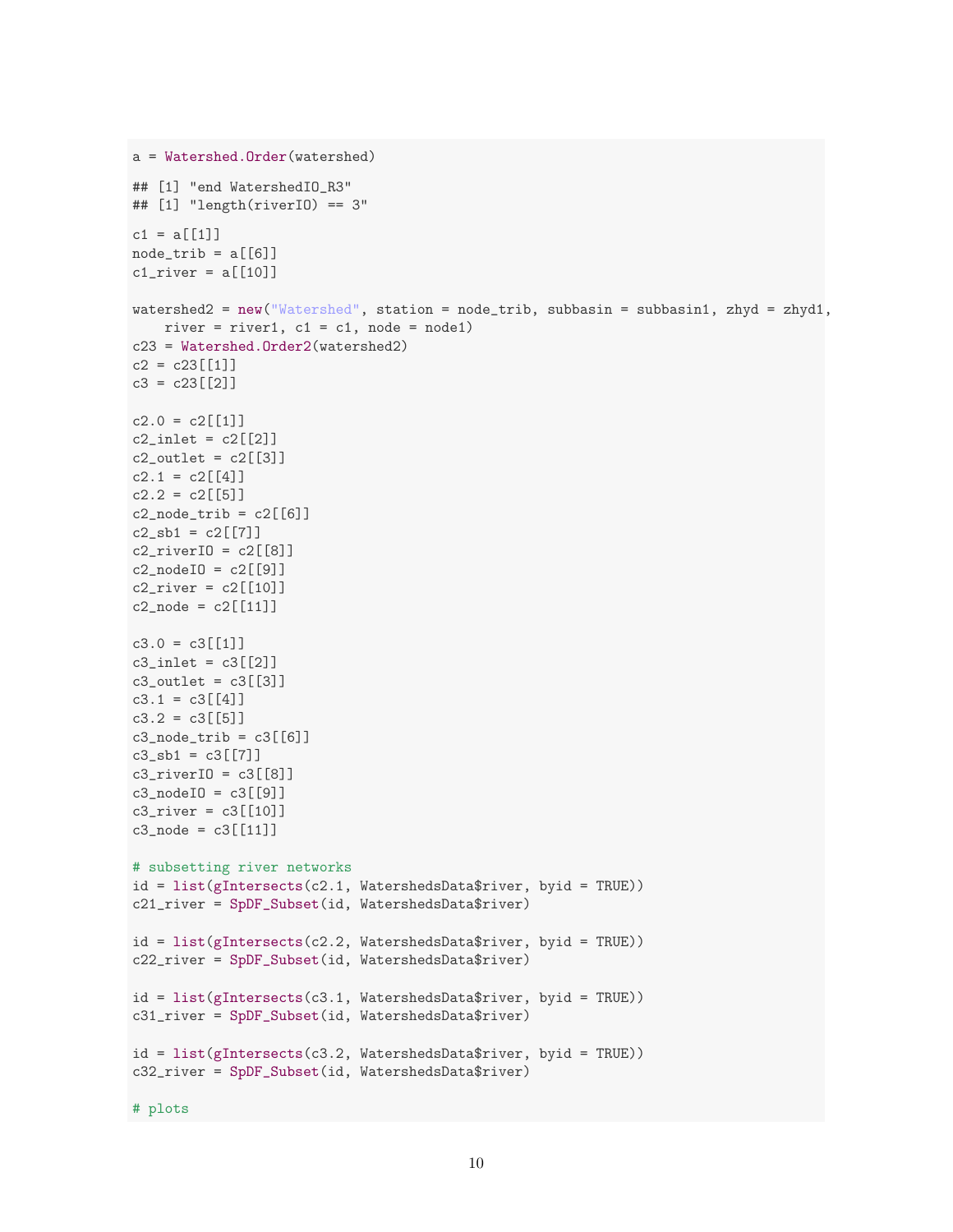```
a = Watershed.Order(watershed)
```

```
## [1] "end WatershedIO_R3"
## [1] "length(riverIO) == 3"
```

```
c1 = a[[1]]
node_trib = a[[6]]
c1_river = a[[10]]

watershed2 = new("Watershed", station = node_trib, subbasin = subbasin1, zhyd = zhyd1,
    river = river1, c1 = c1, node = node1)
c23 = Watershed.Order2(watershed2)
c2 = c23[[1]]
c3 = c23[[2]]

c2.0 = c2[[1]]
c2_inlet = c2[[2]]
c2_outlet = c2[[3]]
c2.1 = c2[[4]]
c2.2 = c2[[5]]
c2_node_trib = c2[[6]]
c2_sb1 = c2[[7]]
c2_riverIO = c2[[8]]
c2_nodeIO = c2[[9]]
c2_river = c2[[10]]
c2_node = c2[[11]]

c3.0 = c3[[1]]
c3_inlet = c3[[2]]
c3_outlet = c3[[3]]
c3.1 = c3[[4]]
c3.2 = c3[[5]]
c3_node_trib = c3[[6]]
c3_sb1 = c3[[7]]
c3_riverIO = c3[[8]]
c3_nodeIO = c3[[9]]
c3_river = c3[[10]]
c3_node = c3[[11]]

# subsetting river networks
id = list(gIntersects(c2.1, WatershedsData$river, byid = TRUE))
c21_river = SpDF_Subset(id, WatershedsData$river)

id = list(gIntersects(c2.2, WatershedsData$river, byid = TRUE))
c22_river = SpDF_Subset(id, WatershedsData$river)

id = list(gIntersects(c3.1, WatershedsData$river, byid = TRUE))
c31_river = SpDF_Subset(id, WatershedsData$river)

id = list(gIntersects(c3.2, WatershedsData$river, byid = TRUE))
c32_river = SpDF_Subset(id, WatershedsData$river)

# plots
```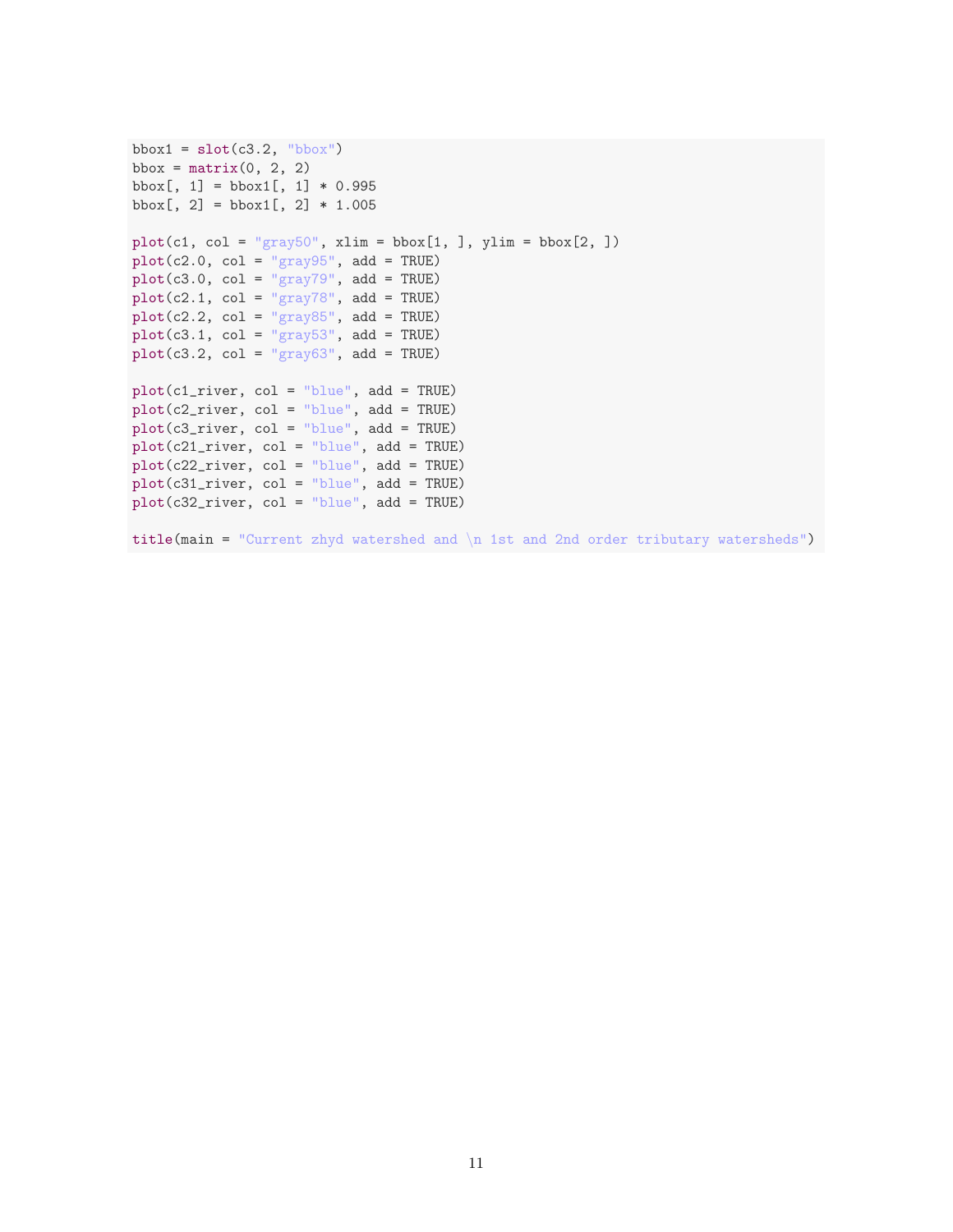```
bbox1 = slot(c3.2, "bbox")
bbox = matrix(0, 2, 2)
bbox[, 1] = bbox1[, 1] * 0.995
bbox[, 2] = bbox1[, 2] * 1.005

plot(c1, col = "gray50", xlim = bbox[1, ], ylim = bbox[2, ])
plot(c2.0, col = "gray95", add = TRUE)
plot(c3.0, col = "gray79", add = TRUE)
plot(c2.1, col = "gray78", add = TRUE)
plot(c2.2, col = "gray85", add = TRUE)
plot(c3.1, col = "gray53", add = TRUE)
plot(c3.2, col = "gray63", add = TRUE)

plot(c1_river, col = "blue", add = TRUE)
plot(c2_river, col = "blue", add = TRUE)
plot(c3_river, col = "blue", add = TRUE)
plot(c21_river, col = "blue", add = TRUE)
plot(c22_river, col = "blue", add = TRUE)
plot(c31_river, col = "blue", add = TRUE)
plot(c32_river, col = "blue", add = TRUE)

title(main = "Current zhyd watershed and \n 1st and 2nd order tributary watersheds")
```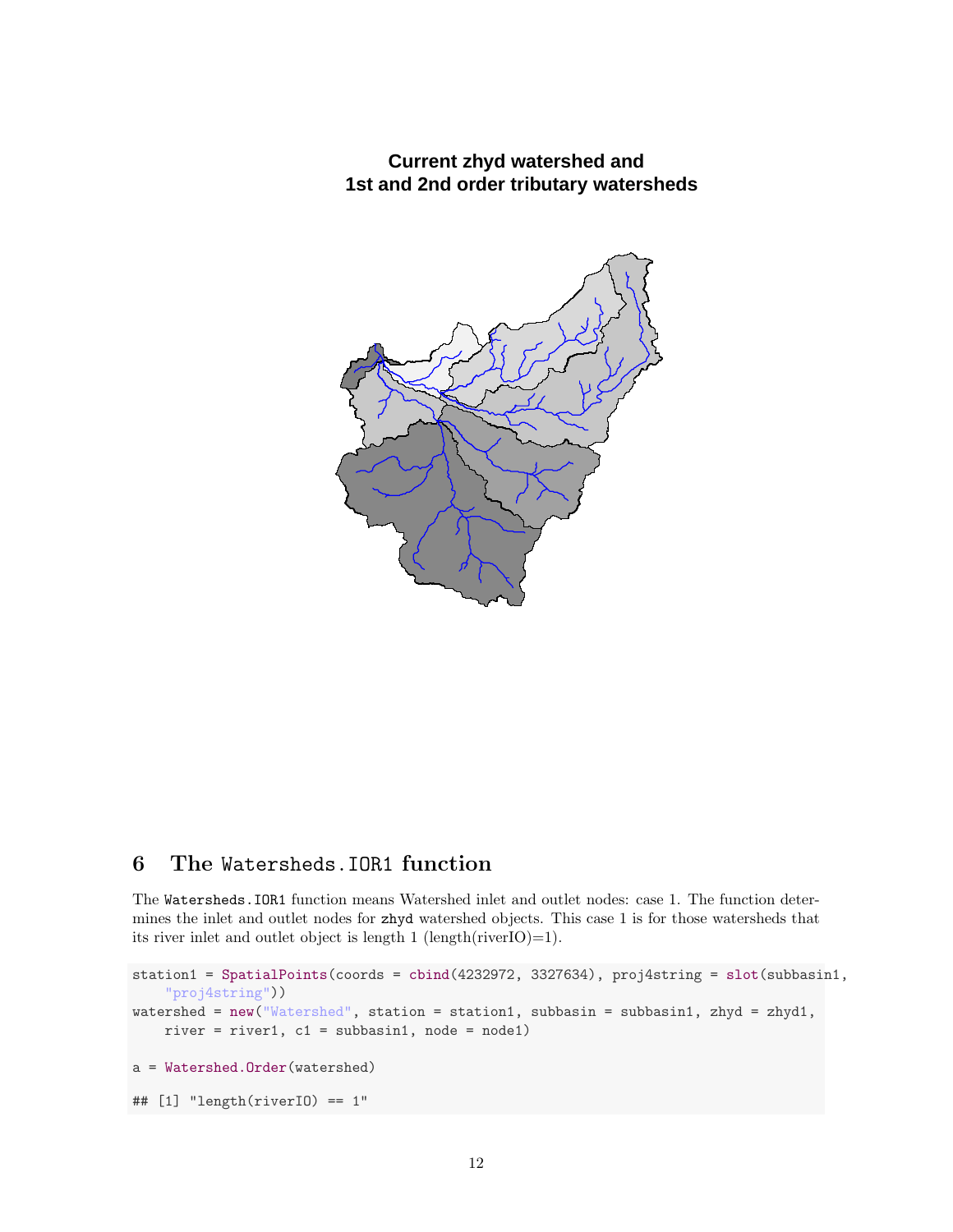**Current zhyd watershed and
1st and 2nd order tributary watersheds**

## 6 The Watersheds.IOR1 function

The `Watersheds.IOR1` function means Watershed inlet and outlet nodes: case 1. The function determines the inlet and outlet nodes for `zhyd` watershed objects. This case 1 is for those watersheds that its river inlet and outlet object is length 1 (length(riverIO)=1).

```
station1 = SpatialPoints(coords = cbind(4232972, 3327634), proj4string = slot(subbasin1,
    "proj4string"))
watershed = new("Watershed", station = station1, subbasin = subbasin1, zhyd = zhyd1,
    river = river1, c1 = subbasin1, node = node1)

a = Watershed.Order(watershed)

## [1] "length(riverIO) == 1"
```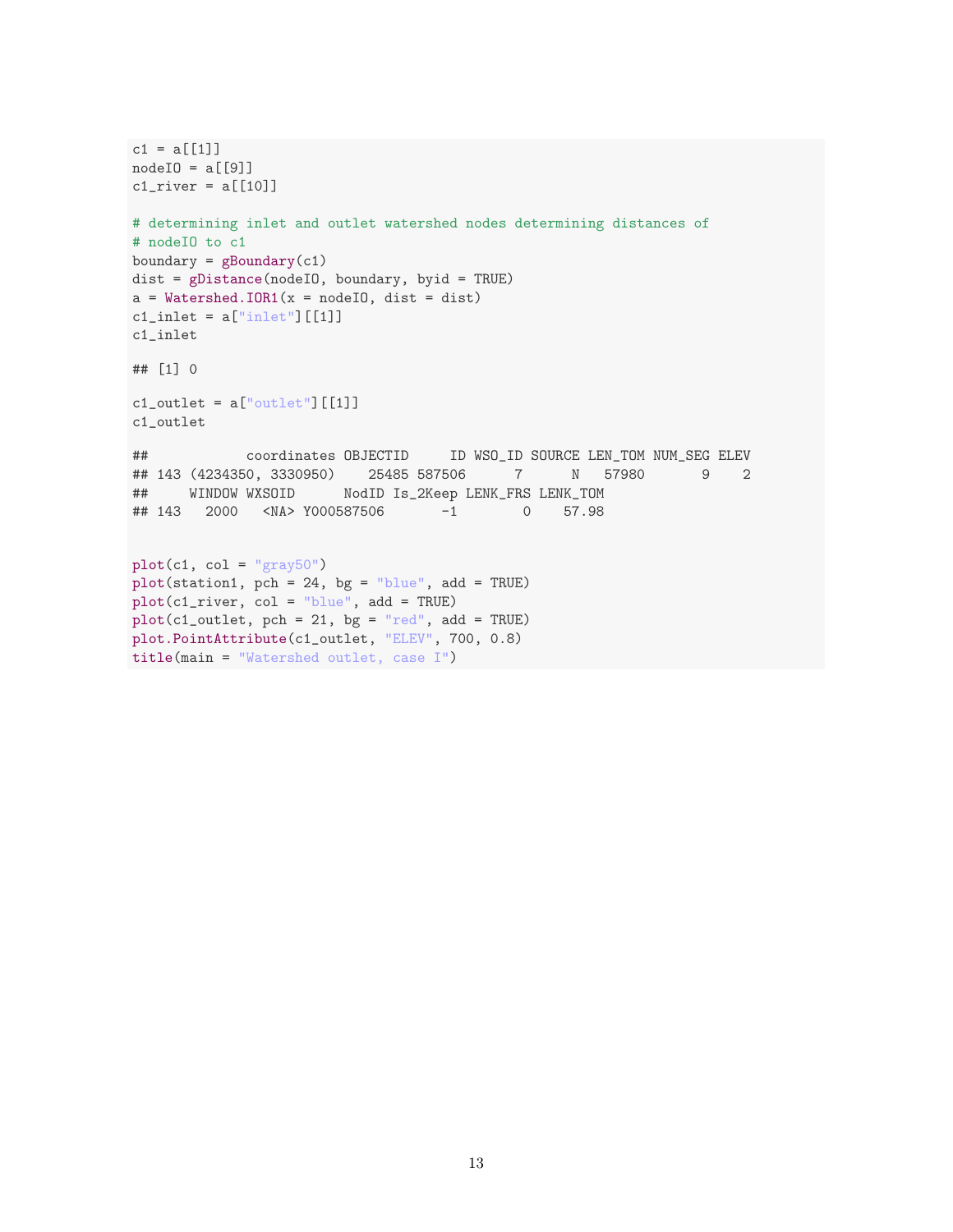```
c1 = a[[1]]
nodeIO = a[[9]]
c1_river = a[[10]]

# determining inlet and outlet watershed nodes determining distances of
# nodeIO to c1
boundary = gBoundary(c1)
dist = gDistance(nodeIO, boundary, byid = TRUE)
a = Watershed.IOR1(x = nodeIO, dist = dist)
c1_inlet = a["inlet"][[1]]
c1_inlet

## [1] 0

c1_outlet = a["outlet"][[1]]
c1_outlet

##            coordinates OBJECTID     ID WSO_ID SOURCE LEN_TOM NUM_SEG ELEV
## 143 (4234350, 3330950)    25485 587506      7      N   57980       9    2
##     WINDOW WXSOID      NodID Is_2Keep LENK_FRS LENK_TOM
## 143   2000   <NA> Y000587506       -1        0    57.98


plot(c1, col = "gray50")
plot(station1, pch = 24, bg = "blue", add = TRUE)
plot(c1_river, col = "blue", add = TRUE)
plot(c1_outlet, pch = 21, bg = "red", add = TRUE)
plot.PointAttribute(c1_outlet, "ELEV", 700, 0.8)
title(main = "Watershed outlet, case I")
```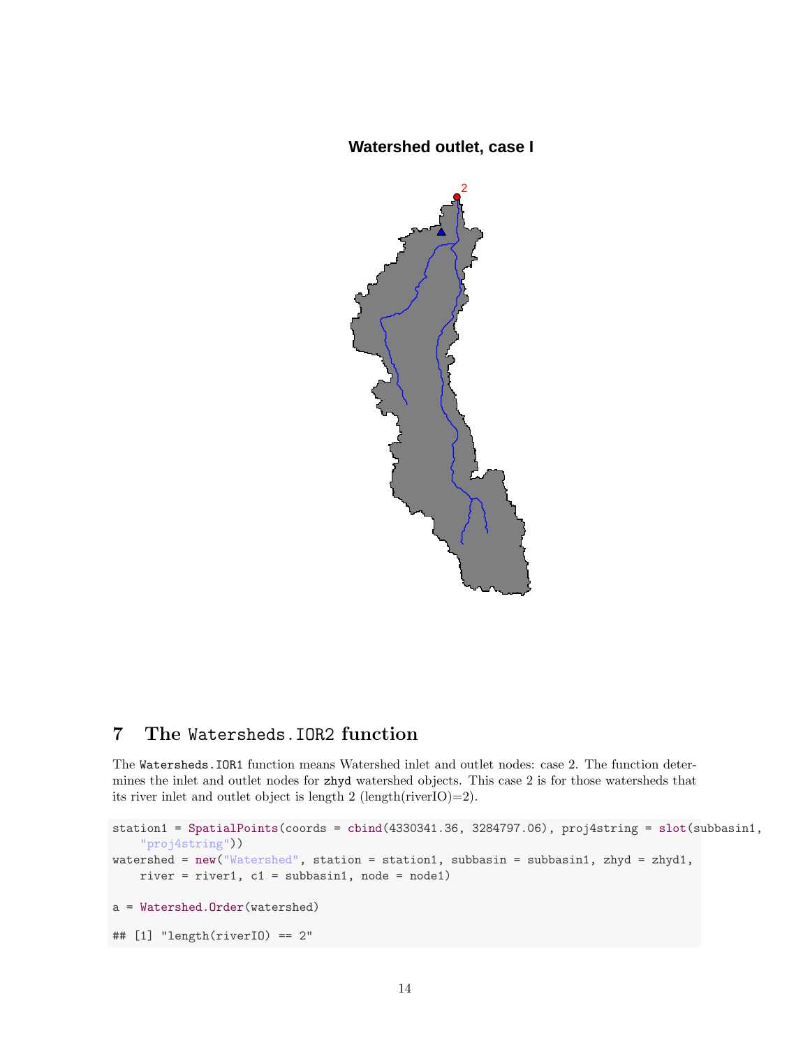## 7 The `Watersheds.IOR2` function

The `Watersheds.IOR1` function means Watershed inlet and outlet nodes: case 2. The function determines the inlet and outlet nodes for `zhyd` watershed objects. This case 2 is for those watersheds that its river inlet and outlet object is length 2 (length(riverIO)=2).

```
station1 = SpatialPoints(coords = cbind(4330341.36, 3284797.06), proj4string = slot(subbasin1,
    "proj4string"))
watershed = new("Watershed", station = station1, subbasin = subbasin1, zhyd = zhyd1,
    river = river1, c1 = subbasin1, node = node1)

a = Watershed.Order(watershed)

## [1] "length(riverIO) == 2"
```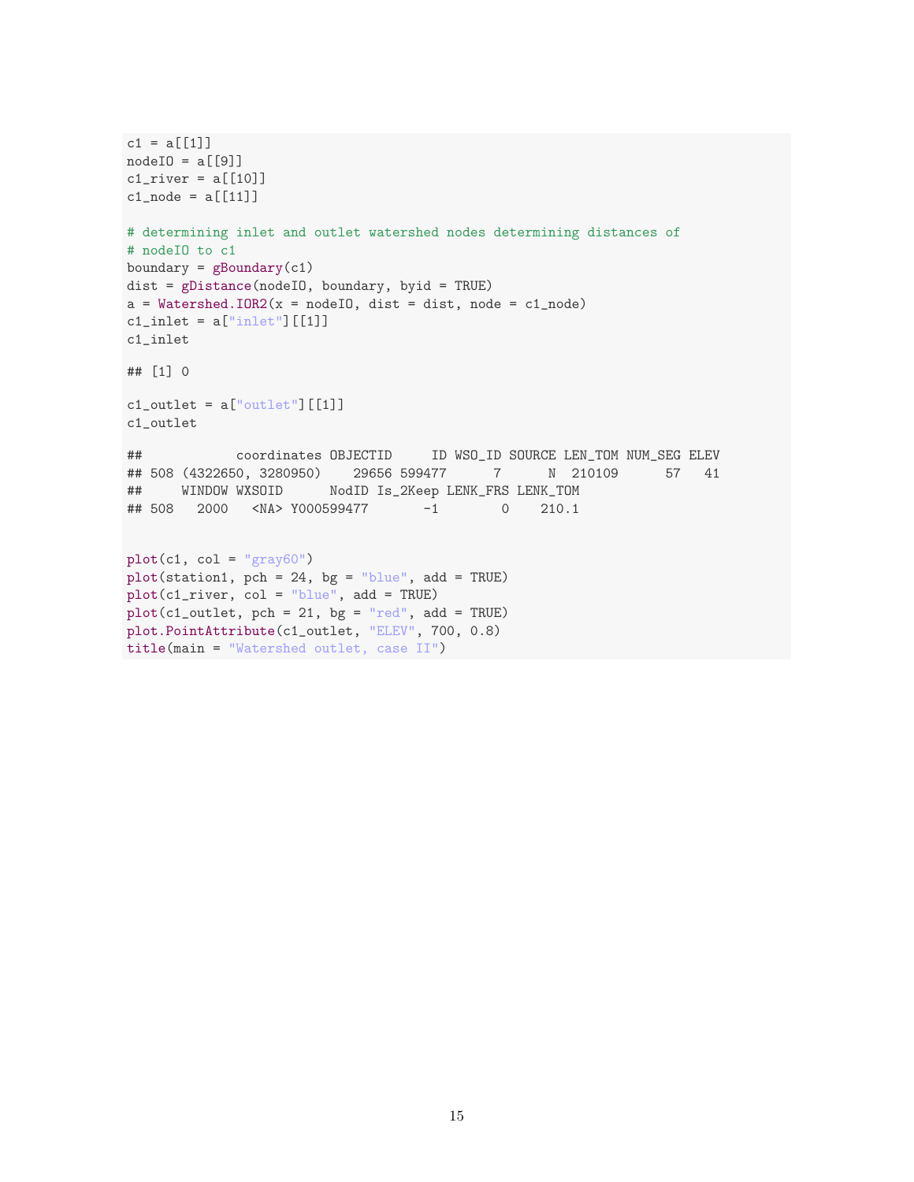```r
c1 = a[[1]]
nodeIO = a[[9]]
c1_river = a[[10]]
c1_node = a[[11]]

# determining inlet and outlet watershed nodes determining distances of
# nodeIO to c1
boundary = gBoundary(c1)
dist = gDistance(nodeIO, boundary, byid = TRUE)
a = Watershed.IOR2(x = nodeIO, dist = dist, node = c1_node)
c1_inlet = a["inlet"][[1]]
c1_inlet

## [1] 0

c1_outlet = a["outlet"][[1]]
c1_outlet

##            coordinates OBJECTID     ID WSO_ID SOURCE LEN_TOM NUM_SEG ELEV
## 508 (4322650, 3280950)    29656 599477      7      N  210109      57   41
##     WINDOW WXSOID      NodID Is_2Keep LENK_FRS LENK_TOM
## 508   2000   <NA> Y000599477       -1        0    210.1


plot(c1, col = "gray60")
plot(station1, pch = 24, bg = "blue", add = TRUE)
plot(c1_river, col = "blue", add = TRUE)
plot(c1_outlet, pch = 21, bg = "red", add = TRUE)
plot.PointAttribute(c1_outlet, "ELEV", 700, 0.8)
title(main = "Watershed outlet, case II")
```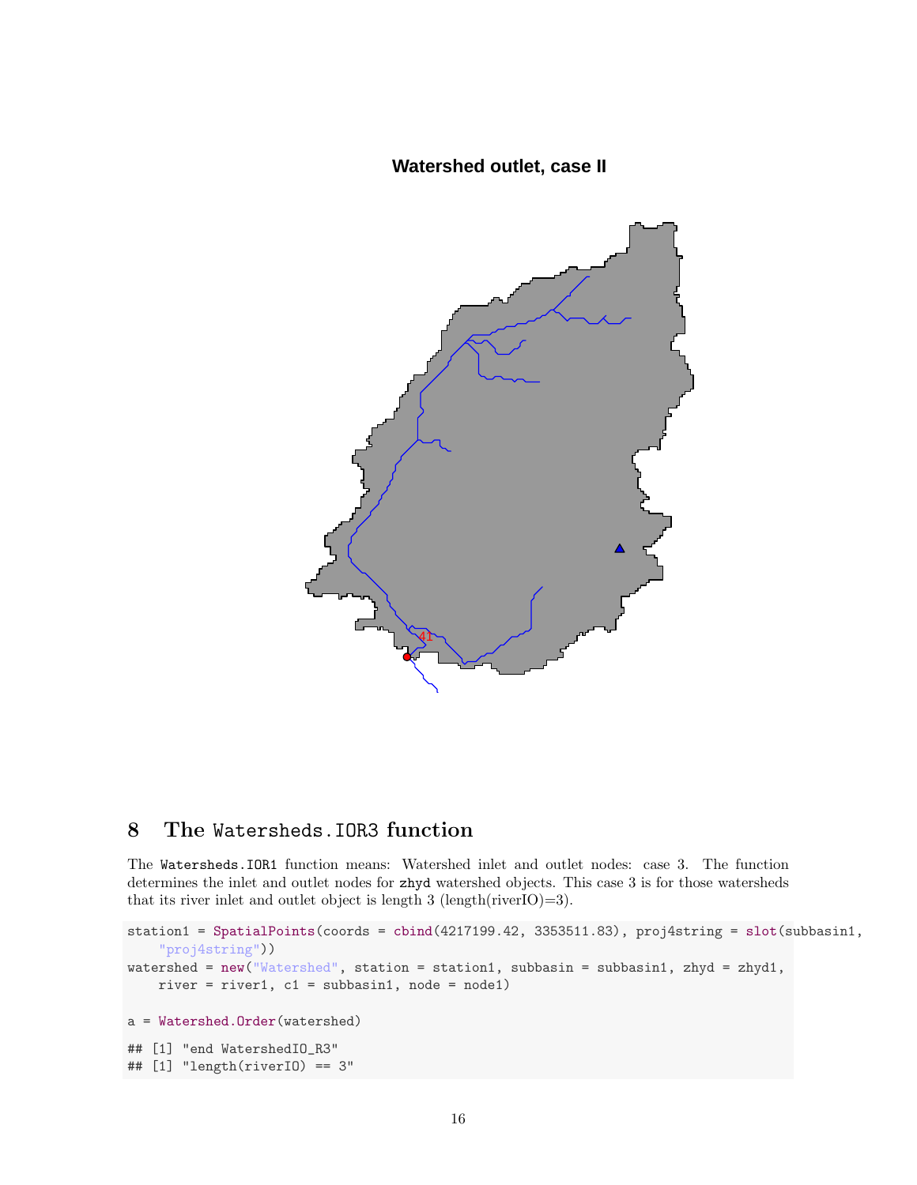## 8 The `Watersheds.IOR3` function

The `Watersheds.IOR1` function means: Watershed inlet and outlet nodes: case 3. The function determines the inlet and outlet nodes for `zhyd` watershed objects. This case 3 is for those watersheds that its river inlet and outlet object is length 3 (length(riverIO)=3).

```
station1 = SpatialPoints(coords = cbind(4217199.42, 3353511.83), proj4string = slot(subbasin1,
    "proj4string"))
watershed = new("Watershed", station = station1, subbasin = subbasin1, zhyd = zhyd1,
    river = river1, c1 = subbasin1, node = node1)

a = Watershed.Order(watershed)

## [1] "end WatershedIO_R3"
## [1] "length(riverIO) == 3"
```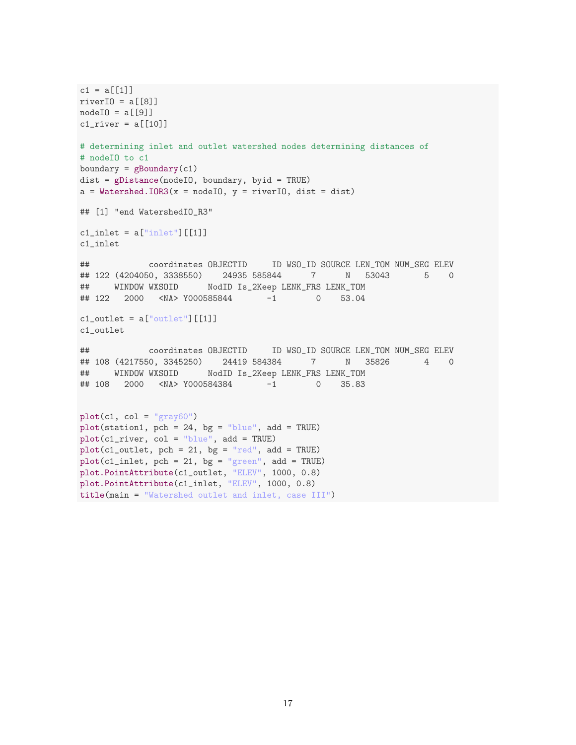```r
c1 = a[[1]]
riverIO = a[[8]]
nodeIO = a[[9]]
c1_river = a[[10]]

# determining inlet and outlet watershed nodes determining distances of
# nodeIO to c1
boundary = gBoundary(c1)
dist = gDistance(nodeIO, boundary, byid = TRUE)
a = Watershed.IOR3(x = nodeIO, y = riverIO, dist = dist)

## [1] "end WatershedIO_R3"

c1_inlet = a["inlet"][[1]]
c1_inlet

##             coordinates OBJECTID     ID WSO_ID SOURCE LEN_TOM NUM_SEG ELEV
## 122 (4204050, 3338550)    24935 585844      7      N   53043       5    0
##     WINDOW WXSOID      NodID Is_2Keep LENK_FRS LENK_TOM
## 122   2000   <NA> Y000585844       -1        0    53.04

c1_outlet = a["outlet"][[1]]
c1_outlet

##             coordinates OBJECTID     ID WSO_ID SOURCE LEN_TOM NUM_SEG ELEV
## 108 (4217550, 3345250)    24419 584384      7      N   35826       4    0
##     WINDOW WXSOID      NodID Is_2Keep LENK_FRS LENK_TOM
## 108   2000   <NA> Y000584384       -1        0    35.83


plot(c1, col = "gray60")
plot(station1, pch = 24, bg = "blue", add = TRUE)
plot(c1_river, col = "blue", add = TRUE)
plot(c1_outlet, pch = 21, bg = "red", add = TRUE)
plot(c1_inlet, pch = 21, bg = "green", add = TRUE)
plot.PointAttribute(c1_outlet, "ELEV", 1000, 0.8)
plot.PointAttribute(c1_inlet, "ELEV", 1000, 0.8)
title(main = "Watershed outlet and inlet, case III")
```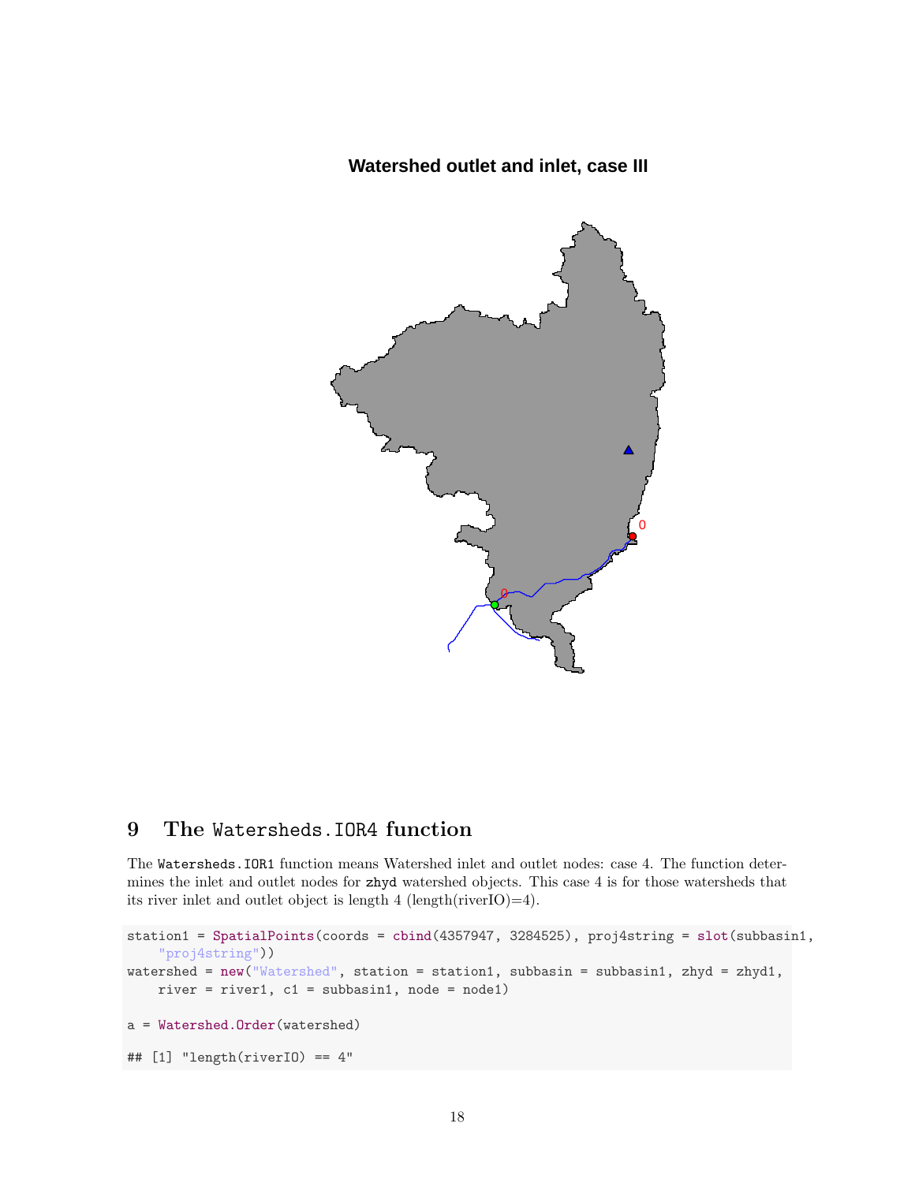**Watershed outlet and inlet, case III**

## 9 The `Watersheds.IOR4` function

The `Watersheds.IOR1` function means Watershed inlet and outlet nodes: case 4. The function determines the inlet and outlet nodes for `zhyd` watershed objects. This case 4 is for those watersheds that its river inlet and outlet object is length 4 (length(riverIO)=4).

```
station1 = SpatialPoints(coords = cbind(4357947, 3284525), proj4string = slot(subbasin1,
    "proj4string"))
watershed = new("Watershed", station = station1, subbasin = subbasin1, zhyd = zhyd1,
    river = river1, c1 = subbasin1, node = node1)

a = Watershed.Order(watershed)

## [1] "length(riverIO) == 4"
```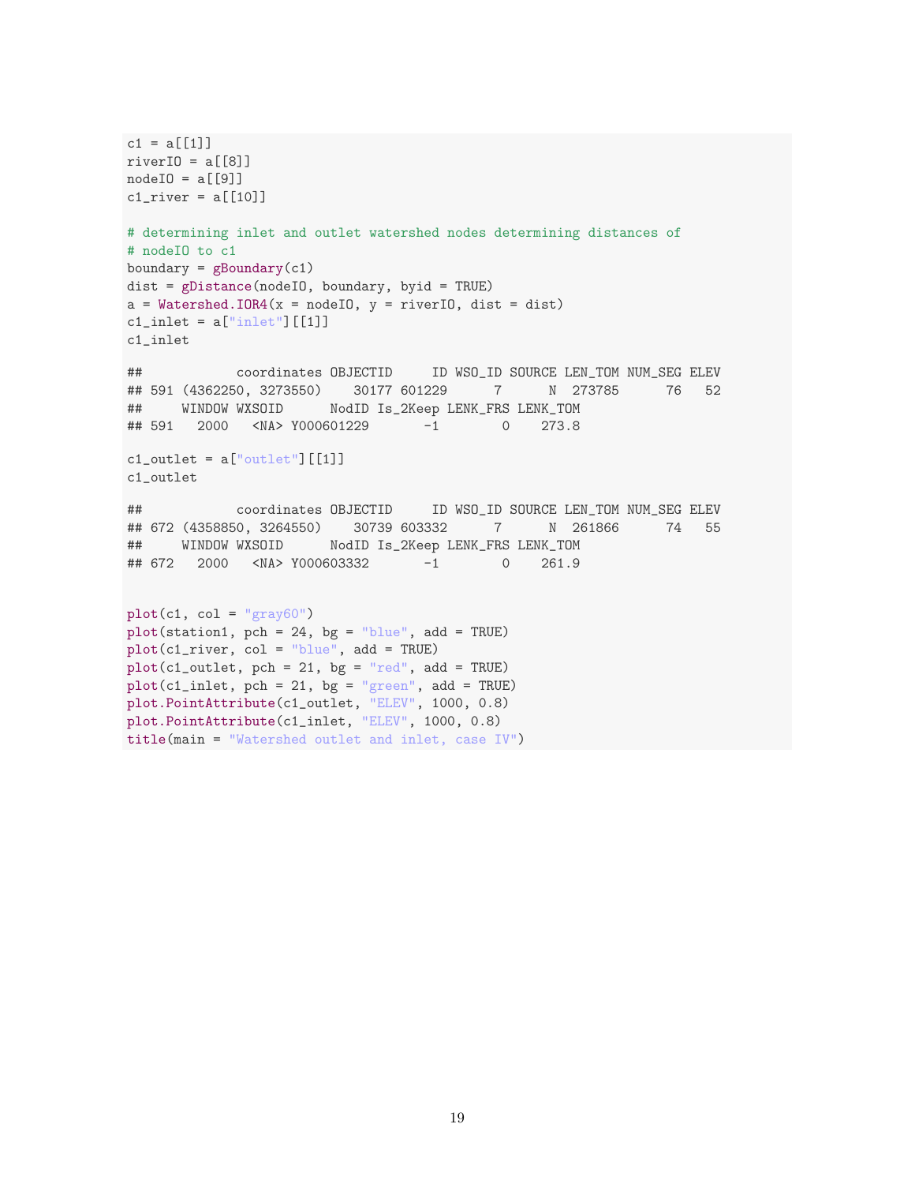```
c1 = a[[1]]
riverIO = a[[8]]
nodeIO = a[[9]]
c1_river = a[[10]]

# determining inlet and outlet watershed nodes determining distances of
# nodeIO to c1
boundary = gBoundary(c1)
dist = gDistance(nodeIO, boundary, byid = TRUE)
a = Watershed.IOR4(x = nodeIO, y = riverIO, dist = dist)
c1_inlet = a["inlet"][[1]]
c1_inlet

##            coordinates OBJECTID     ID WSO_ID SOURCE LEN_TOM NUM_SEG ELEV
## 591 (4362250, 3273550)    30177 601229      7      N  273785      76   52
##     WINDOW WXSOID      NodID Is_2Keep LENK_FRS LENK_TOM
## 591   2000   <NA> Y000601229       -1        0    273.8

c1_outlet = a["outlet"][[1]]
c1_outlet

##            coordinates OBJECTID     ID WSO_ID SOURCE LEN_TOM NUM_SEG ELEV
## 672 (4358850, 3264550)    30739 603332      7      N  261866      74   55
##     WINDOW WXSOID      NodID Is_2Keep LENK_FRS LENK_TOM
## 672   2000   <NA> Y000603332       -1        0    261.9


plot(c1, col = "gray60")
plot(station1, pch = 24, bg = "blue", add = TRUE)
plot(c1_river, col = "blue", add = TRUE)
plot(c1_outlet, pch = 21, bg = "red", add = TRUE)
plot(c1_inlet, pch = 21, bg = "green", add = TRUE)
plot.PointAttribute(c1_outlet, "ELEV", 1000, 0.8)
plot.PointAttribute(c1_inlet, "ELEV", 1000, 0.8)
title(main = "Watershed outlet and inlet, case IV")
```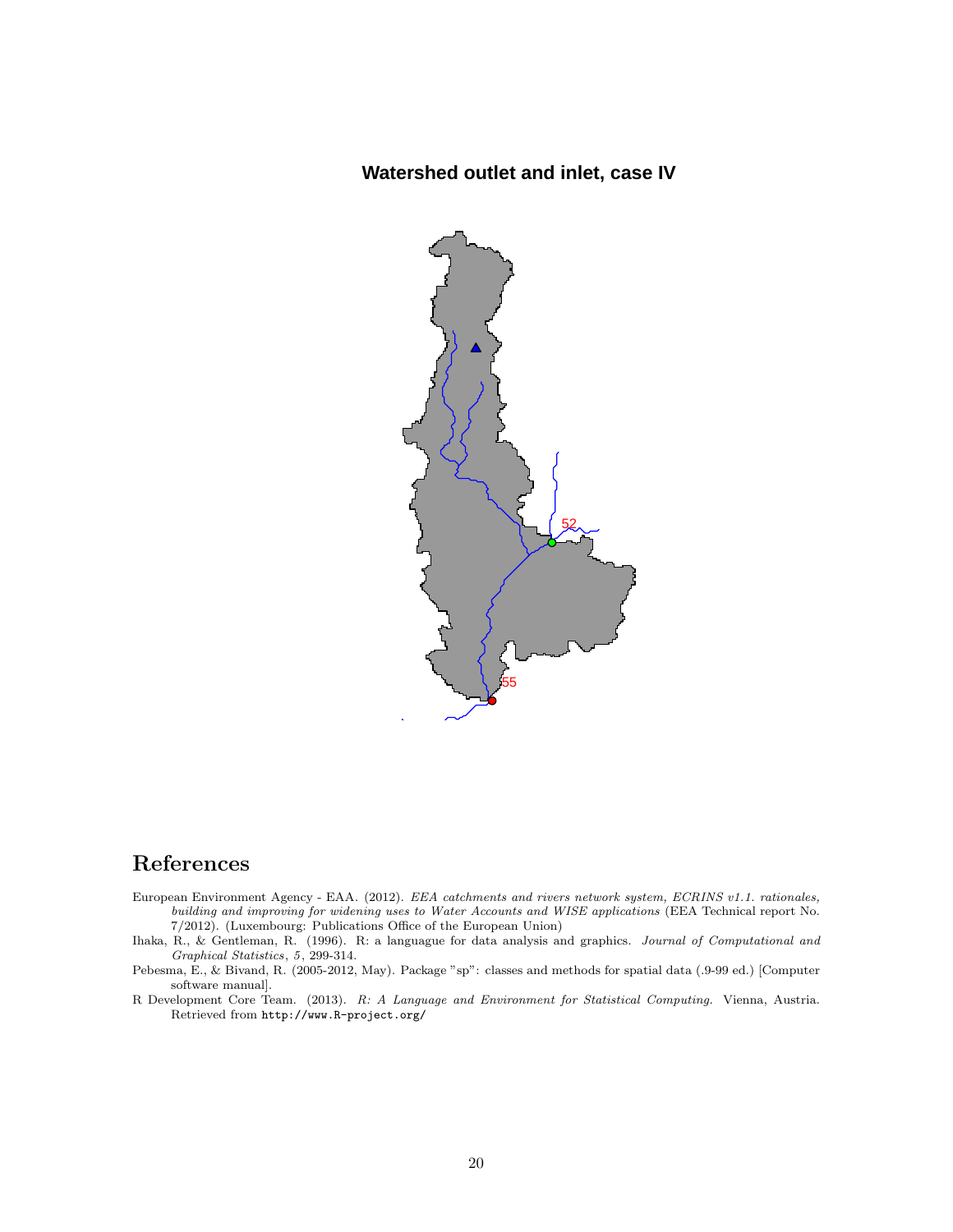Watershed outlet and inlet, case IV

52

55

## References

European Environment Agency - EAA. (2012). *EEA catchments and rivers network system, ECRINS v1.1. rationales, building and improving for widening uses to Water Accounts and WISE applications* (EEA Technical report No. 7/2012). (Luxembourg: Publications Office of the European Union)

Ihaka, R., & Gentleman, R. (1996). R: a languague for data analysis and graphics. *Journal of Computational and Graphical Statistics*, *5*, 299-314.

Pebesma, E., & Bivand, R. (2005-2012, May). Package "sp": classes and methods for spatial data (.9-99 ed.) [Computer software manual].

R Development Core Team. (2013). *R: A Language and Environment for Statistical Computing.* Vienna, Austria. Retrieved from `http://www.R-project.org/`